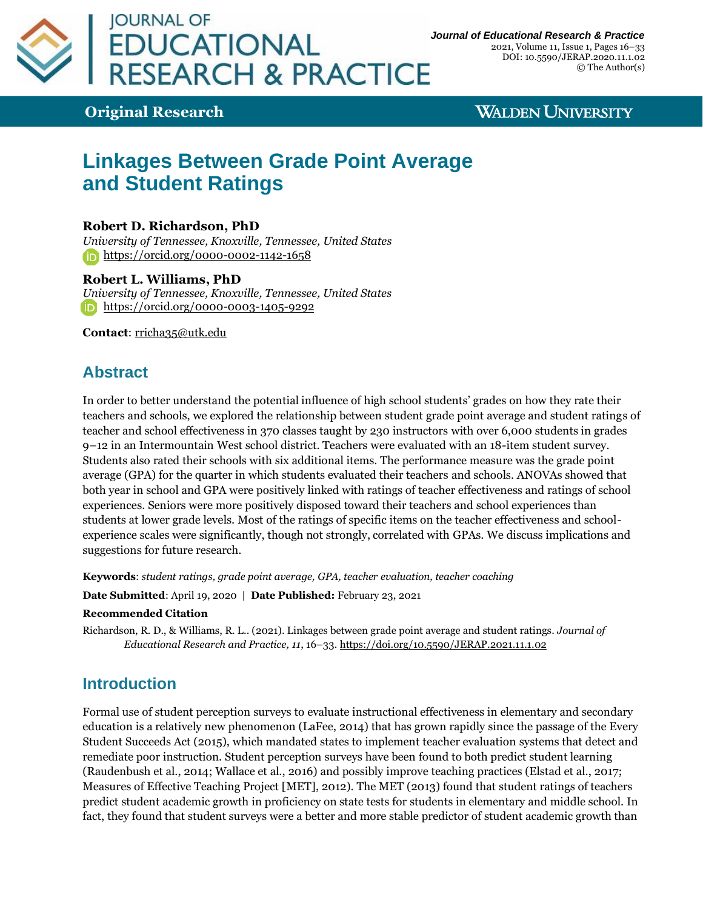**Journal of Educational Research & Practice**
2021, Volume 11, Issue 1, Pages 16–33
DOI: 10.5590/JERAP.2020.11.1.02
© The Author(s)

**Original Research**

**WALDEN UNIVERSITY**

# Linkages Between Grade Point Average and Student Ratings

**Robert D. Richardson, PhD**
*University of Tennessee, Knoxville, Tennessee, United States*
https://orcid.org/0000-0002-1142-1658

**Robert L. Williams, PhD**
*University of Tennessee, Knoxville, Tennessee, United States*
https://orcid.org/0000-0003-1405-9292

**Contact**: rricha35@utk.edu

## Abstract

In order to better understand the potential influence of high school students' grades on how they rate their teachers and schools, we explored the relationship between student grade point average and student ratings of teacher and school effectiveness in 370 classes taught by 230 instructors with over 6,000 students in grades 9–12 in an Intermountain West school district. Teachers were evaluated with an 18-item student survey. Students also rated their schools with six additional items. The performance measure was the grade point average (GPA) for the quarter in which students evaluated their teachers and schools. ANOVAs showed that both year in school and GPA were positively linked with ratings of teacher effectiveness and ratings of school experiences. Seniors were more positively disposed toward their teachers and school experiences than students at lower grade levels. Most of the ratings of specific items on the teacher effectiveness and school-experience scales were significantly, though not strongly, correlated with GPAs. We discuss implications and suggestions for future research.

**Keywords**: *student ratings, grade point average, GPA, teacher evaluation, teacher coaching*

**Date Submitted**: April 19, 2020 | **Date Published:** February 23, 2021

**Recommended Citation**

Richardson, R. D., & Williams, R. L.. (2021). Linkages between grade point average and student ratings. *Journal of Educational Research and Practice, 11*, 16–33. https://doi.org/10.5590/JERAP.2021.11.1.02

## Introduction

Formal use of student perception surveys to evaluate instructional effectiveness in elementary and secondary education is a relatively new phenomenon (LaFee, 2014) that has grown rapidly since the passage of the Every Student Succeeds Act (2015), which mandated states to implement teacher evaluation systems that detect and remediate poor instruction. Student perception surveys have been found to both predict student learning (Raudenbush et al., 2014; Wallace et al., 2016) and possibly improve teaching practices (Elstad et al., 2017; Measures of Effective Teaching Project [MET], 2012). The MET (2013) found that student ratings of teachers predict student academic growth in proficiency on state tests for students in elementary and middle school. In fact, they found that student surveys were a better and more stable predictor of student academic growth than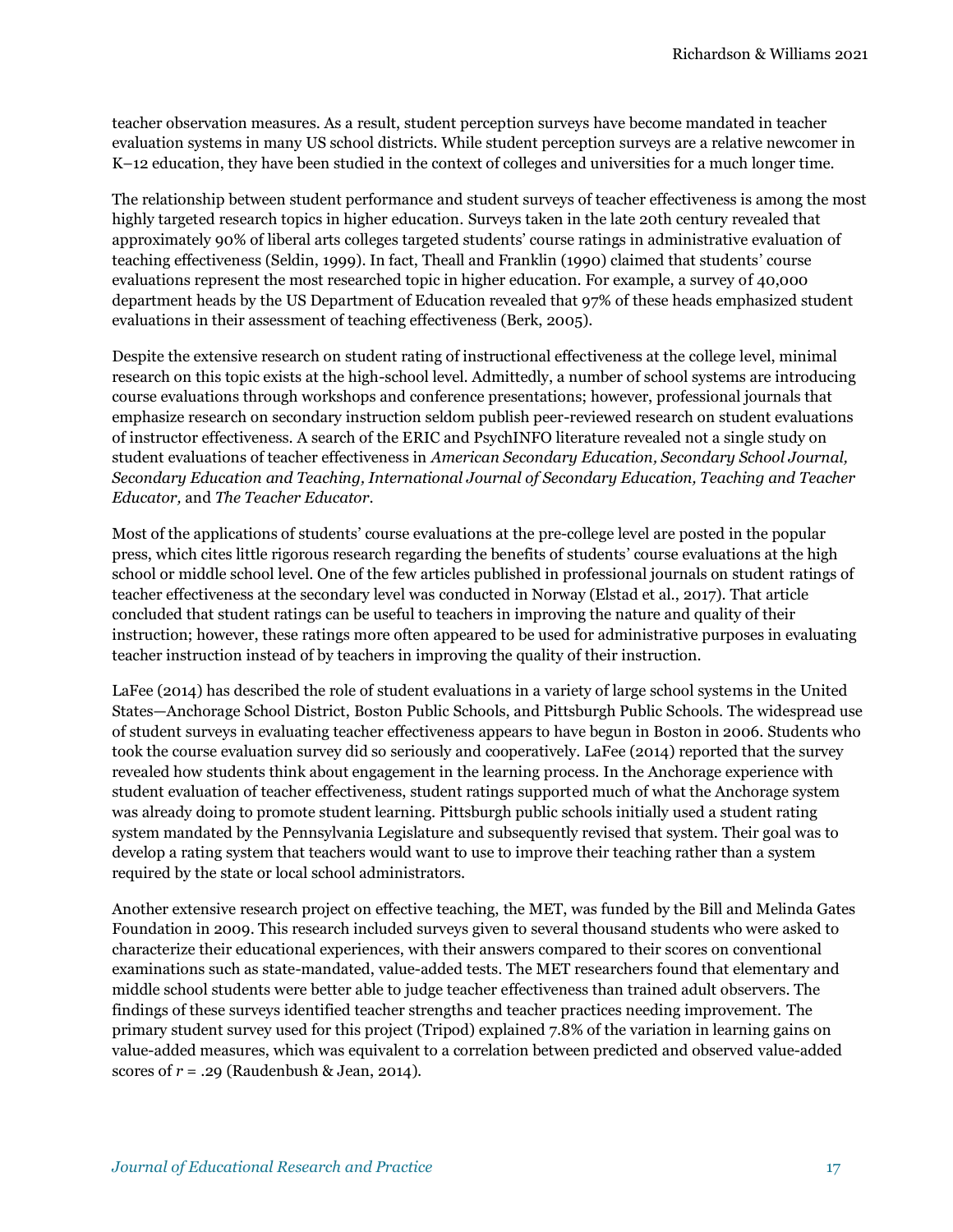teacher observation measures. As a result, student perception surveys have become mandated in teacher evaluation systems in many US school districts. While student perception surveys are a relative newcomer in K–12 education, they have been studied in the context of colleges and universities for a much longer time.

The relationship between student performance and student surveys of teacher effectiveness is among the most highly targeted research topics in higher education. Surveys taken in the late 20th century revealed that approximately 90% of liberal arts colleges targeted students' course ratings in administrative evaluation of teaching effectiveness (Seldin, 1999). In fact, Theall and Franklin (1990) claimed that students' course evaluations represent the most researched topic in higher education. For example, a survey of 40,000 department heads by the US Department of Education revealed that 97% of these heads emphasized student evaluations in their assessment of teaching effectiveness (Berk, 2005).

Despite the extensive research on student rating of instructional effectiveness at the college level, minimal research on this topic exists at the high-school level. Admittedly, a number of school systems are introducing course evaluations through workshops and conference presentations; however, professional journals that emphasize research on secondary instruction seldom publish peer-reviewed research on student evaluations of instructor effectiveness. A search of the ERIC and PsychINFO literature revealed not a single study on student evaluations of teacher effectiveness in *American Secondary Education, Secondary School Journal, Secondary Education and Teaching, International Journal of Secondary Education, Teaching and Teacher Educator,* and *The Teacher Educator*.

Most of the applications of students' course evaluations at the pre-college level are posted in the popular press, which cites little rigorous research regarding the benefits of students' course evaluations at the high school or middle school level. One of the few articles published in professional journals on student ratings of teacher effectiveness at the secondary level was conducted in Norway (Elstad et al., 2017). That article concluded that student ratings can be useful to teachers in improving the nature and quality of their instruction; however, these ratings more often appeared to be used for administrative purposes in evaluating teacher instruction instead of by teachers in improving the quality of their instruction.

LaFee (2014) has described the role of student evaluations in a variety of large school systems in the United States—Anchorage School District, Boston Public Schools, and Pittsburgh Public Schools. The widespread use of student surveys in evaluating teacher effectiveness appears to have begun in Boston in 2006. Students who took the course evaluation survey did so seriously and cooperatively. LaFee (2014) reported that the survey revealed how students think about engagement in the learning process. In the Anchorage experience with student evaluation of teacher effectiveness, student ratings supported much of what the Anchorage system was already doing to promote student learning. Pittsburgh public schools initially used a student rating system mandated by the Pennsylvania Legislature and subsequently revised that system. Their goal was to develop a rating system that teachers would want to use to improve their teaching rather than a system required by the state or local school administrators.

Another extensive research project on effective teaching, the MET, was funded by the Bill and Melinda Gates Foundation in 2009. This research included surveys given to several thousand students who were asked to characterize their educational experiences, with their answers compared to their scores on conventional examinations such as state-mandated, value-added tests. The MET researchers found that elementary and middle school students were better able to judge teacher effectiveness than trained adult observers. The findings of these surveys identified teacher strengths and teacher practices needing improvement. The primary student survey used for this project (Tripod) explained 7.8% of the variation in learning gains on value-added measures, which was equivalent to a correlation between predicted and observed value-added scores of $r = .29$ (Raudenbush & Jean, 2014).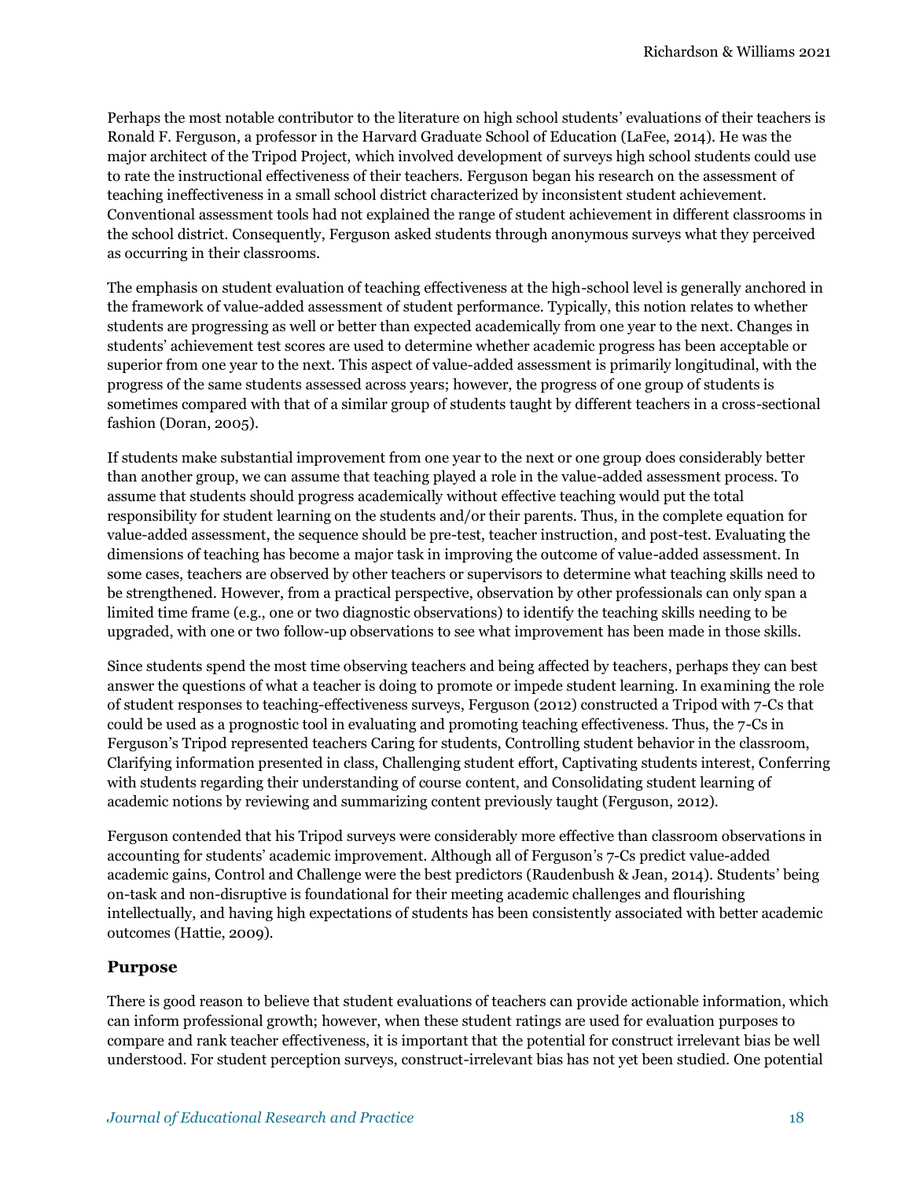Perhaps the most notable contributor to the literature on high school students' evaluations of their teachers is Ronald F. Ferguson, a professor in the Harvard Graduate School of Education (LaFee, 2014). He was the major architect of the Tripod Project, which involved development of surveys high school students could use to rate the instructional effectiveness of their teachers. Ferguson began his research on the assessment of teaching ineffectiveness in a small school district characterized by inconsistent student achievement. Conventional assessment tools had not explained the range of student achievement in different classrooms in the school district. Consequently, Ferguson asked students through anonymous surveys what they perceived as occurring in their classrooms.

The emphasis on student evaluation of teaching effectiveness at the high-school level is generally anchored in the framework of value-added assessment of student performance. Typically, this notion relates to whether students are progressing as well or better than expected academically from one year to the next. Changes in students' achievement test scores are used to determine whether academic progress has been acceptable or superior from one year to the next. This aspect of value-added assessment is primarily longitudinal, with the progress of the same students assessed across years; however, the progress of one group of students is sometimes compared with that of a similar group of students taught by different teachers in a cross-sectional fashion (Doran, 2005).

If students make substantial improvement from one year to the next or one group does considerably better than another group, we can assume that teaching played a role in the value-added assessment process. To assume that students should progress academically without effective teaching would put the total responsibility for student learning on the students and/or their parents. Thus, in the complete equation for value-added assessment, the sequence should be pre-test, teacher instruction, and post-test. Evaluating the dimensions of teaching has become a major task in improving the outcome of value-added assessment. In some cases, teachers are observed by other teachers or supervisors to determine what teaching skills need to be strengthened. However, from a practical perspective, observation by other professionals can only span a limited time frame (e.g., one or two diagnostic observations) to identify the teaching skills needing to be upgraded, with one or two follow-up observations to see what improvement has been made in those skills.

Since students spend the most time observing teachers and being affected by teachers, perhaps they can best answer the questions of what a teacher is doing to promote or impede student learning. In examining the role of student responses to teaching-effectiveness surveys, Ferguson (2012) constructed a Tripod with 7-Cs that could be used as a prognostic tool in evaluating and promoting teaching effectiveness. Thus, the 7-Cs in Ferguson's Tripod represented teachers Caring for students, Controlling student behavior in the classroom, Clarifying information presented in class, Challenging student effort, Captivating students interest, Conferring with students regarding their understanding of course content, and Consolidating student learning of academic notions by reviewing and summarizing content previously taught (Ferguson, 2012).

Ferguson contended that his Tripod surveys were considerably more effective than classroom observations in accounting for students' academic improvement. Although all of Ferguson's 7-Cs predict value-added academic gains, Control and Challenge were the best predictors (Raudenbush & Jean, 2014). Students' being on-task and non-disruptive is foundational for their meeting academic challenges and flourishing intellectually, and having high expectations of students has been consistently associated with better academic outcomes (Hattie, 2009).

## Purpose

There is good reason to believe that student evaluations of teachers can provide actionable information, which can inform professional growth; however, when these student ratings are used for evaluation purposes to compare and rank teacher effectiveness, it is important that the potential for construct irrelevant bias be well understood. For student perception surveys, construct-irrelevant bias has not yet been studied. One potential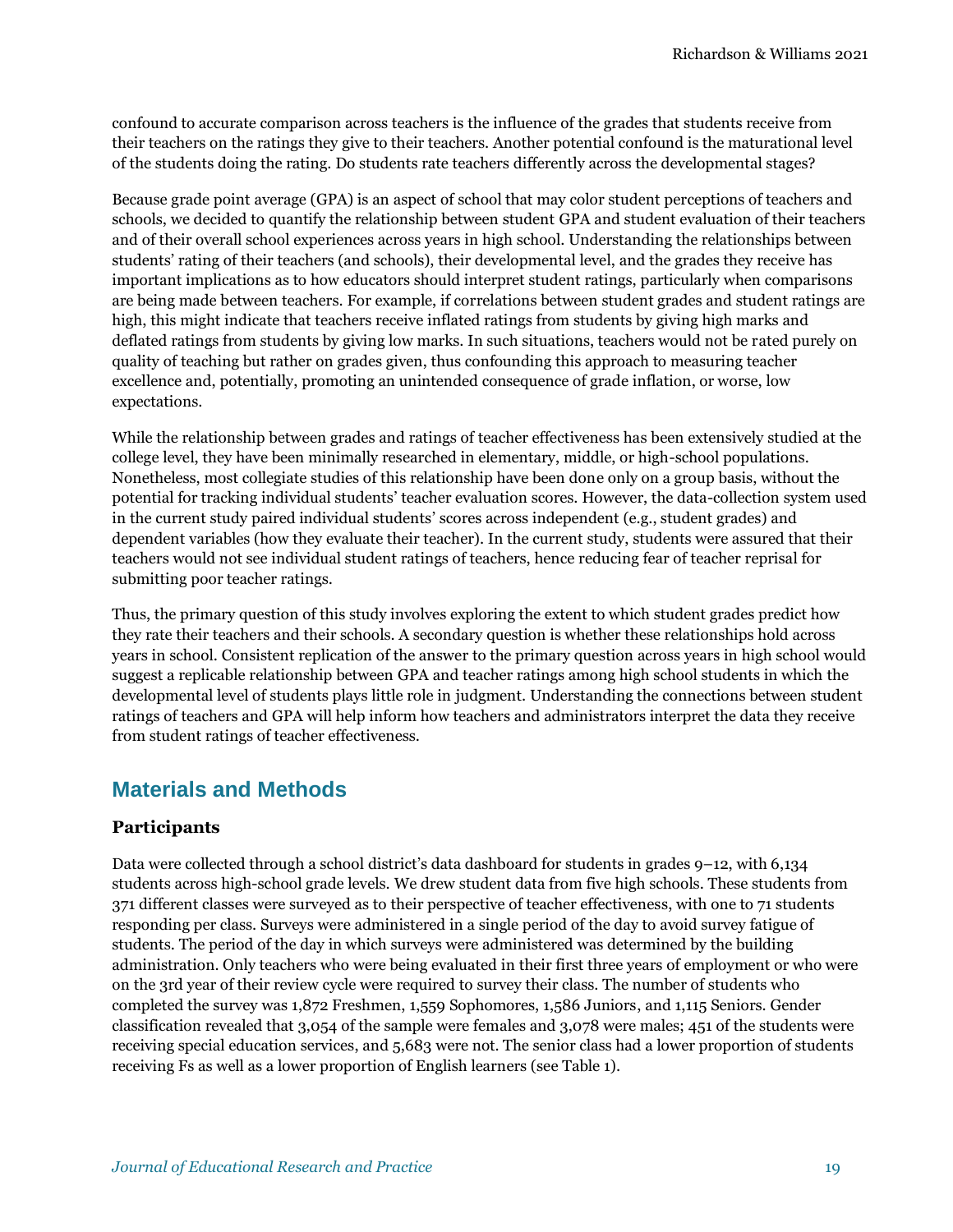confound to accurate comparison across teachers is the influence of the grades that students receive from their teachers on the ratings they give to their teachers. Another potential confound is the maturational level of the students doing the rating. Do students rate teachers differently across the developmental stages?

Because grade point average (GPA) is an aspect of school that may color student perceptions of teachers and schools, we decided to quantify the relationship between student GPA and student evaluation of their teachers and of their overall school experiences across years in high school. Understanding the relationships between students' rating of their teachers (and schools), their developmental level, and the grades they receive has important implications as to how educators should interpret student ratings, particularly when comparisons are being made between teachers. For example, if correlations between student grades and student ratings are high, this might indicate that teachers receive inflated ratings from students by giving high marks and deflated ratings from students by giving low marks. In such situations, teachers would not be rated purely on quality of teaching but rather on grades given, thus confounding this approach to measuring teacher excellence and, potentially, promoting an unintended consequence of grade inflation, or worse, low expectations.

While the relationship between grades and ratings of teacher effectiveness has been extensively studied at the college level, they have been minimally researched in elementary, middle, or high-school populations. Nonetheless, most collegiate studies of this relationship have been done only on a group basis, without the potential for tracking individual students' teacher evaluation scores. However, the data-collection system used in the current study paired individual students' scores across independent (e.g., student grades) and dependent variables (how they evaluate their teacher). In the current study, students were assured that their teachers would not see individual student ratings of teachers, hence reducing fear of teacher reprisal for submitting poor teacher ratings.

Thus, the primary question of this study involves exploring the extent to which student grades predict how they rate their teachers and their schools. A secondary question is whether these relationships hold across years in school. Consistent replication of the answer to the primary question across years in high school would suggest a replicable relationship between GPA and teacher ratings among high school students in which the developmental level of students plays little role in judgment. Understanding the connections between student ratings of teachers and GPA will help inform how teachers and administrators interpret the data they receive from student ratings of teacher effectiveness.

## Materials and Methods

### Participants

Data were collected through a school district's data dashboard for students in grades 9–12, with 6,134 students across high-school grade levels. We drew student data from five high schools. These students from 371 different classes were surveyed as to their perspective of teacher effectiveness, with one to 71 students responding per class. Surveys were administered in a single period of the day to avoid survey fatigue of students. The period of the day in which surveys were administered was determined by the building administration. Only teachers who were being evaluated in their first three years of employment or who were on the 3rd year of their review cycle were required to survey their class. The number of students who completed the survey was 1,872 Freshmen, 1,559 Sophomores, 1,586 Juniors, and 1,115 Seniors. Gender classification revealed that 3,054 of the sample were females and 3,078 were males; 451 of the students were receiving special education services, and 5,683 were not. The senior class had a lower proportion of students receiving Fs as well as a lower proportion of English learners (see Table 1).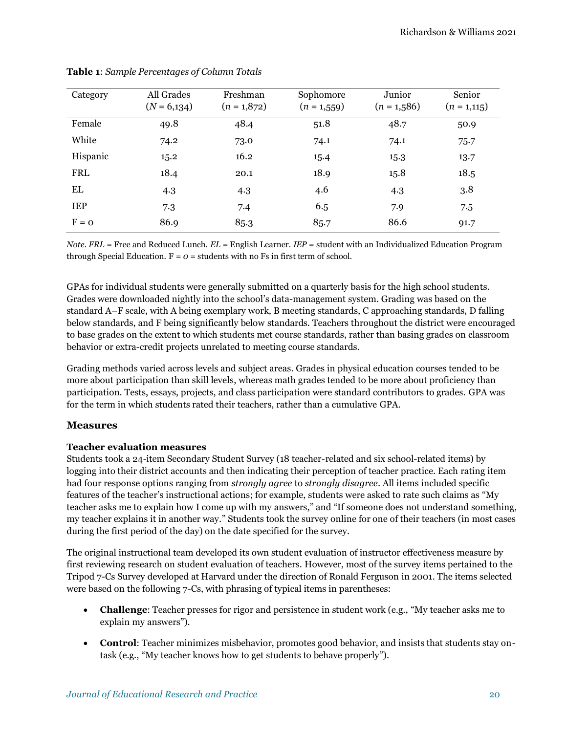**Table 1**: *Sample Percentages of Column Totals*

| Category | All Grades ($N$ = 6,134) | Freshman ($n$ = 1,872) | Sophomore ($n$ = 1,559) | Junior ($n$ = 1,586) | Senior ($n$ = 1,115) |
|---|---|---|---|---|---|
| Female | 49.8 | 48.4 | 51.8 | 48.7 | 50.9 |
| White | 74.2 | 73.0 | 74.1 | 74.1 | 75.7 |
| Hispanic | 15.2 | 16.2 | 15.4 | 15.3 | 13.7 |
| FRL | 18.4 | 20.1 | 18.9 | 15.8 | 18.5 |
| EL | 4.3 | 4.3 | 4.6 | 4.3 | 3.8 |
| IEP | 7.3 | 7.4 | 6.5 | 7.9 | 7.5 |
| F = 0 | 86.9 | 85.3 | 85.7 | 86.6 | 91.7 |

*Note*. *FRL* = Free and Reduced Lunch. *EL* = English Learner. *IEP* = student with an Individualized Education Program through Special Education. F = *0* = students with no Fs in first term of school.

GPAs for individual students were generally submitted on a quarterly basis for the high school students. Grades were downloaded nightly into the school's data-management system. Grading was based on the standard A–F scale, with A being exemplary work, B meeting standards, C approaching standards, D falling below standards, and F being significantly below standards. Teachers throughout the district were encouraged to base grades on the extent to which students met course standards, rather than basing grades on classroom behavior or extra-credit projects unrelated to meeting course standards.

Grading methods varied across levels and subject areas. Grades in physical education courses tended to be more about participation than skill levels, whereas math grades tended to be more about proficiency than participation. Tests, essays, projects, and class participation were standard contributors to grades. GPA was for the term in which students rated their teachers, rather than a cumulative GPA.

## Measures

### Teacher evaluation measures

Students took a 24-item Secondary Student Survey (18 teacher-related and six school-related items) by logging into their district accounts and then indicating their perception of teacher practice. Each rating item had four response options ranging from *strongly agree* to *strongly disagree*. All items included specific features of the teacher's instructional actions; for example, students were asked to rate such claims as "My teacher asks me to explain how I come up with my answers," and "If someone does not understand something, my teacher explains it in another way." Students took the survey online for one of their teachers (in most cases during the first period of the day) on the date specified for the survey.

The original instructional team developed its own student evaluation of instructor effectiveness measure by first reviewing research on student evaluation of teachers. However, most of the survey items pertained to the Tripod 7-Cs Survey developed at Harvard under the direction of Ronald Ferguson in 2001. The items selected were based on the following 7-Cs, with phrasing of typical items in parentheses:

- **Challenge**: Teacher presses for rigor and persistence in student work (e.g., "My teacher asks me to explain my answers").
- **Control**: Teacher minimizes misbehavior, promotes good behavior, and insists that students stay on-task (e.g., "My teacher knows how to get students to behave properly").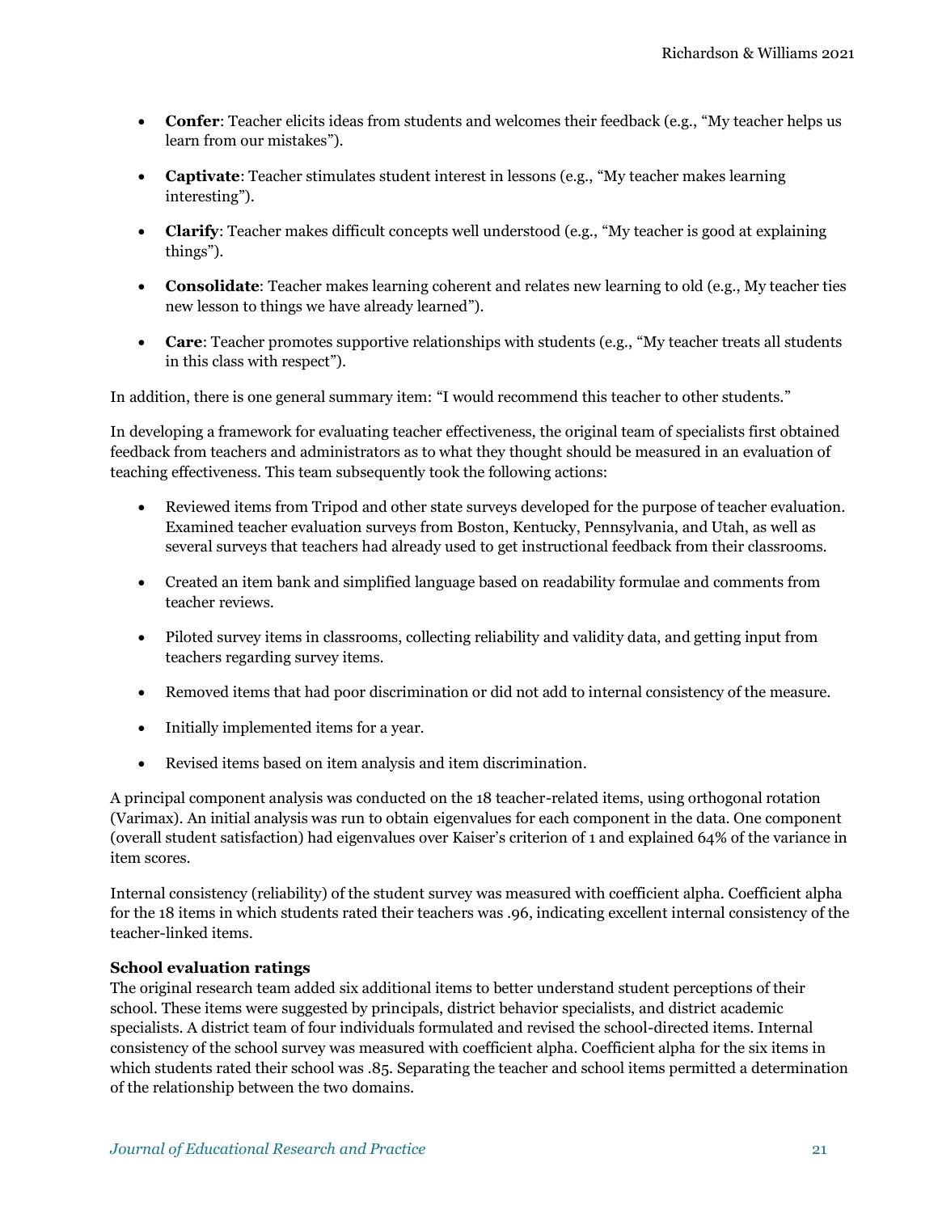- **Confer**: Teacher elicits ideas from students and welcomes their feedback (e.g., "My teacher helps us learn from our mistakes").
- **Captivate**: Teacher stimulates student interest in lessons (e.g., "My teacher makes learning interesting").
- **Clarify**: Teacher makes difficult concepts well understood (e.g., "My teacher is good at explaining things").
- **Consolidate**: Teacher makes learning coherent and relates new learning to old (e.g., My teacher ties new lesson to things we have already learned").
- **Care**: Teacher promotes supportive relationships with students (e.g., "My teacher treats all students in this class with respect").

In addition, there is one general summary item: "I would recommend this teacher to other students."

In developing a framework for evaluating teacher effectiveness, the original team of specialists first obtained feedback from teachers and administrators as to what they thought should be measured in an evaluation of teaching effectiveness. This team subsequently took the following actions:

- Reviewed items from Tripod and other state surveys developed for the purpose of teacher evaluation. Examined teacher evaluation surveys from Boston, Kentucky, Pennsylvania, and Utah, as well as several surveys that teachers had already used to get instructional feedback from their classrooms.
- Created an item bank and simplified language based on readability formulae and comments from teacher reviews.
- Piloted survey items in classrooms, collecting reliability and validity data, and getting input from teachers regarding survey items.
- Removed items that had poor discrimination or did not add to internal consistency of the measure.
- Initially implemented items for a year.
- Revised items based on item analysis and item discrimination.

A principal component analysis was conducted on the 18 teacher-related items, using orthogonal rotation (Varimax). An initial analysis was run to obtain eigenvalues for each component in the data. One component (overall student satisfaction) had eigenvalues over Kaiser's criterion of 1 and explained 64% of the variance in item scores.

Internal consistency (reliability) of the student survey was measured with coefficient alpha. Coefficient alpha for the 18 items in which students rated their teachers was .96, indicating excellent internal consistency of the teacher-linked items.

**School evaluation ratings**

The original research team added six additional items to better understand student perceptions of their school. These items were suggested by principals, district behavior specialists, and district academic specialists. A district team of four individuals formulated and revised the school-directed items. Internal consistency of the school survey was measured with coefficient alpha. Coefficient alpha for the six items in which students rated their school was .85. Separating the teacher and school items permitted a determination of the relationship between the two domains.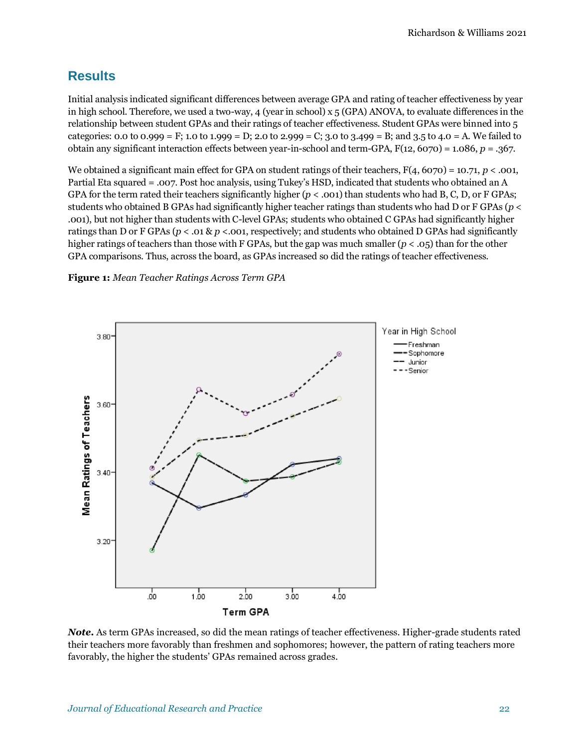## Results

Initial analysis indicated significant differences between average GPA and rating of teacher effectiveness by year in high school. Therefore, we used a two-way, 4 (year in school) x 5 (GPA) ANOVA, to evaluate differences in the relationship between student GPAs and their ratings of teacher effectiveness. Student GPAs were binned into 5 categories: 0.0 to 0.999 = F; 1.0 to 1.999 = D; 2.0 to 2.999 = C; 3.0 to 3.499 = B; and 3.5 to 4.0 = A. We failed to obtain any significant interaction effects between year-in-school and term-GPA, $F(12, 6070) = 1.086$, $p = .367$.

We obtained a significant main effect for GPA on student ratings of their teachers, $F(4, 6070) = 10.71$, $p < .001$, Partial Eta squared = .007. Post hoc analysis, using Tukey's HSD, indicated that students who obtained an A GPA for the term rated their teachers significantly higher ($p < .001$) than students who had B, C, D, or F GPAs; students who obtained B GPAs had significantly higher teacher ratings than students who had D or F GPAs ($p < .001$), but not higher than students with C-level GPAs; students who obtained C GPAs had significantly higher ratings than D or F GPAs ($p < .01$ & $p < .001$, respectively; and students who obtained D GPAs had significantly higher ratings of teachers than those with F GPAs, but the gap was much smaller ($p < .05$) than for the other GPA comparisons. Thus, across the board, as GPAs increased so did the ratings of teacher effectiveness.

**Figure 1:** *Mean Teacher Ratings Across Term GPA*

Year in High School
Freshman
Sophomore
Junior
Senior

Mean Ratings of Teachers
3.80
3.60
3.40
3.20

Term GPA
.00
1.00
2.00
3.00
4.00

***Note.*** As term GPAs increased, so did the mean ratings of teacher effectiveness. Higher-grade students rated their teachers more favorably than freshmen and sophomores; however, the pattern of rating teachers more favorably, the higher the students' GPAs remained across grades.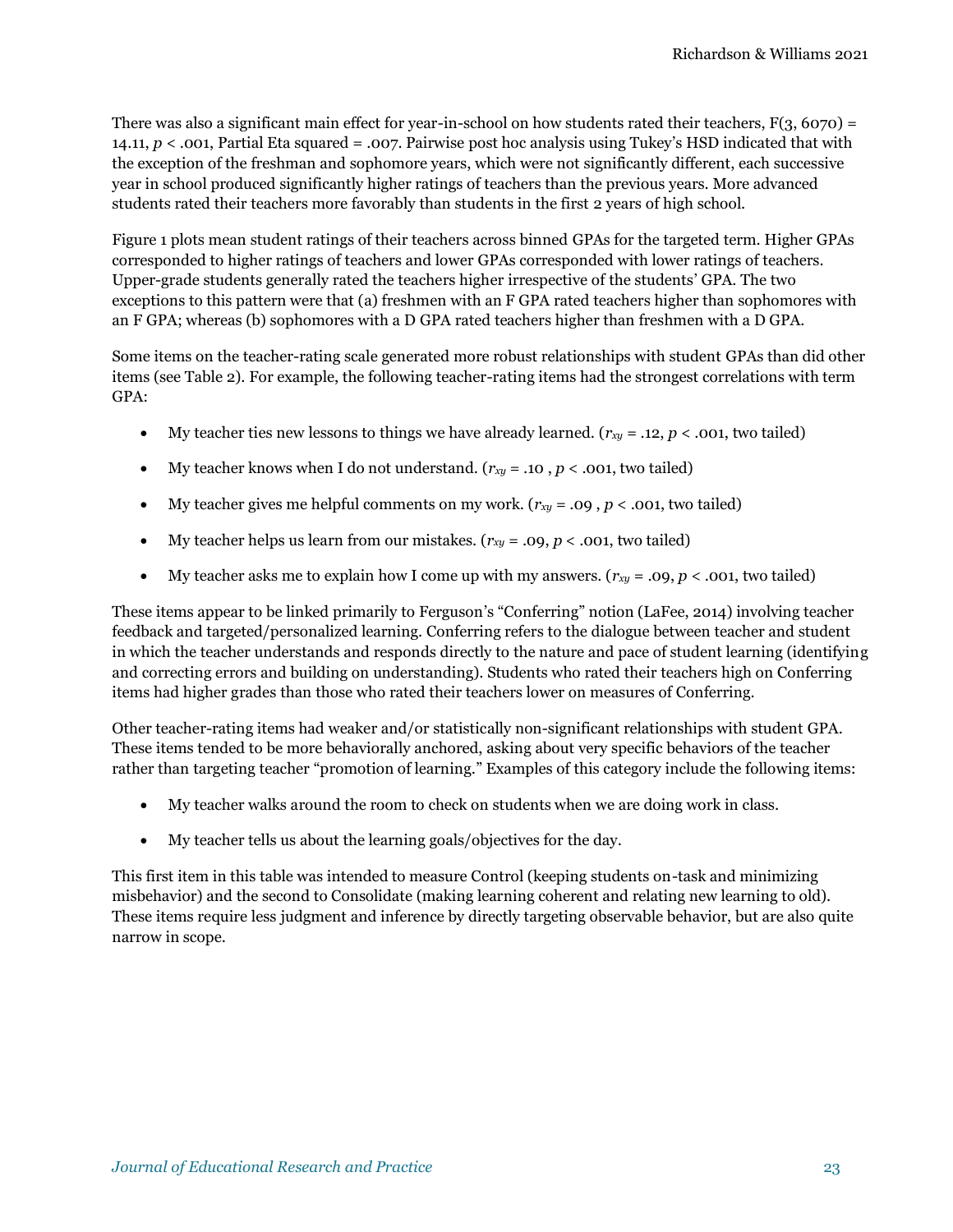There was also a significant main effect for year-in-school on how students rated their teachers, $F(3, 6070) = 14.11$, $p < .001$, Partial Eta squared = .007. Pairwise post hoc analysis using Tukey's HSD indicated that with the exception of the freshman and sophomore years, which were not significantly different, each successive year in school produced significantly higher ratings of teachers than the previous years. More advanced students rated their teachers more favorably than students in the first 2 years of high school.

Figure 1 plots mean student ratings of their teachers across binned GPAs for the targeted term. Higher GPAs corresponded to higher ratings of teachers and lower GPAs corresponded with lower ratings of teachers. Upper-grade students generally rated the teachers higher irrespective of the students' GPA. The two exceptions to this pattern were that (a) freshmen with an F GPA rated teachers higher than sophomores with an F GPA; whereas (b) sophomores with a D GPA rated teachers higher than freshmen with a D GPA.

Some items on the teacher-rating scale generated more robust relationships with student GPAs than did other items (see Table 2). For example, the following teacher-rating items had the strongest correlations with term GPA:

- My teacher ties new lessons to things we have already learned. ($r_{xy} = .12$, $p < .001$, two tailed)
- My teacher knows when I do not understand. ($r_{xy} = .10$ , $p < .001$, two tailed)
- My teacher gives me helpful comments on my work. ($r_{xy} = .09$ , $p < .001$, two tailed)
- My teacher helps us learn from our mistakes. ($r_{xy} = .09$, $p < .001$, two tailed)
- My teacher asks me to explain how I come up with my answers. ($r_{xy} = .09$, $p < .001$, two tailed)

These items appear to be linked primarily to Ferguson's "Conferring" notion (LaFee, 2014) involving teacher feedback and targeted/personalized learning. Conferring refers to the dialogue between teacher and student in which the teacher understands and responds directly to the nature and pace of student learning (identifying and correcting errors and building on understanding). Students who rated their teachers high on Conferring items had higher grades than those who rated their teachers lower on measures of Conferring.

Other teacher-rating items had weaker and/or statistically non-significant relationships with student GPA. These items tended to be more behaviorally anchored, asking about very specific behaviors of the teacher rather than targeting teacher "promotion of learning." Examples of this category include the following items:

- My teacher walks around the room to check on students when we are doing work in class.
- My teacher tells us about the learning goals/objectives for the day.

This first item in this table was intended to measure Control (keeping students on-task and minimizing misbehavior) and the second to Consolidate (making learning coherent and relating new learning to old). These items require less judgment and inference by directly targeting observable behavior, but are also quite narrow in scope.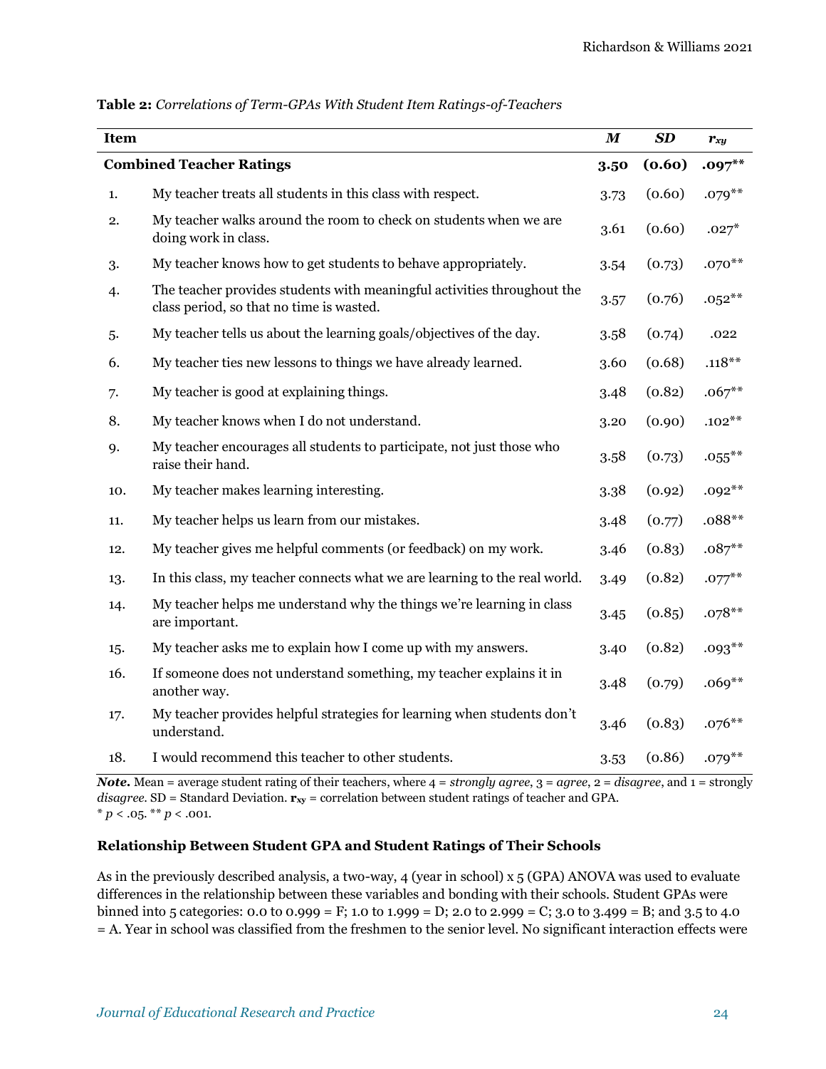**Table 2:** *Correlations of Term-GPAs With Student Item Ratings-of-Teachers*

| Item | | *M* | *SD* | $r_{xy}$ |
|---|---|---|---|---|
| **Combined Teacher Ratings** | | **3.50** | **(0.60)** | **.097**\*\*** |
| 1. | My teacher treats all students in this class with respect. | 3.73 | (0.60) | .079\*\* |
| 2. | My teacher walks around the room to check on students when we are doing work in class. | 3.61 | (0.60) | .027\* |
| 3. | My teacher knows how to get students to behave appropriately. | 3.54 | (0.73) | .070\*\* |
| 4. | The teacher provides students with meaningful activities throughout the class period, so that no time is wasted. | 3.57 | (0.76) | .052\*\* |
| 5. | My teacher tells us about the learning goals/objectives of the day. | 3.58 | (0.74) | .022 |
| 6. | My teacher ties new lessons to things we have already learned. | 3.60 | (0.68) | .118\*\* |
| 7. | My teacher is good at explaining things. | 3.48 | (0.82) | .067\*\* |
| 8. | My teacher knows when I do not understand. | 3.20 | (0.90) | .102\*\* |
| 9. | My teacher encourages all students to participate, not just those who raise their hand. | 3.58 | (0.73) | .055\*\* |
| 10. | My teacher makes learning interesting. | 3.38 | (0.92) | .092\*\* |
| 11. | My teacher helps us learn from our mistakes. | 3.48 | (0.77) | .088\*\* |
| 12. | My teacher gives me helpful comments (or feedback) on my work. | 3.46 | (0.83) | .087\*\* |
| 13. | In this class, my teacher connects what we are learning to the real world. | 3.49 | (0.82) | .077\*\* |
| 14. | My teacher helps me understand why the things we're learning in class are important. | 3.45 | (0.85) | .078\*\* |
| 15. | My teacher asks me to explain how I come up with my answers. | 3.40 | (0.82) | .093\*\* |
| 16. | If someone does not understand something, my teacher explains it in another way. | 3.48 | (0.79) | .069\*\* |
| 17. | My teacher provides helpful strategies for learning when students don't understand. | 3.46 | (0.83) | .076\*\* |
| 18. | I would recommend this teacher to other students. | 3.53 | (0.86) | .079\*\* |

***Note.*** Mean = average student rating of their teachers, where 4 = *strongly agree*, 3 = *agree*, 2 = *disagree*, and 1 = strongly *disagree*. SD = Standard Deviation. $\mathbf{r_{xy}}$ = correlation between student ratings of teacher and GPA.
\* $p < .05$. \*\* $p < .001$.

**Relationship Between Student GPA and Student Ratings of Their Schools**

As in the previously described analysis, a two-way, 4 (year in school) x 5 (GPA) ANOVA was used to evaluate differences in the relationship between these variables and bonding with their schools. Student GPAs were binned into 5 categories: 0.0 to 0.999 = F; 1.0 to 1.999 = D; 2.0 to 2.999 = C; 3.0 to 3.499 = B; and 3.5 to 4.0 = A. Year in school was classified from the freshmen to the senior level. No significant interaction effects were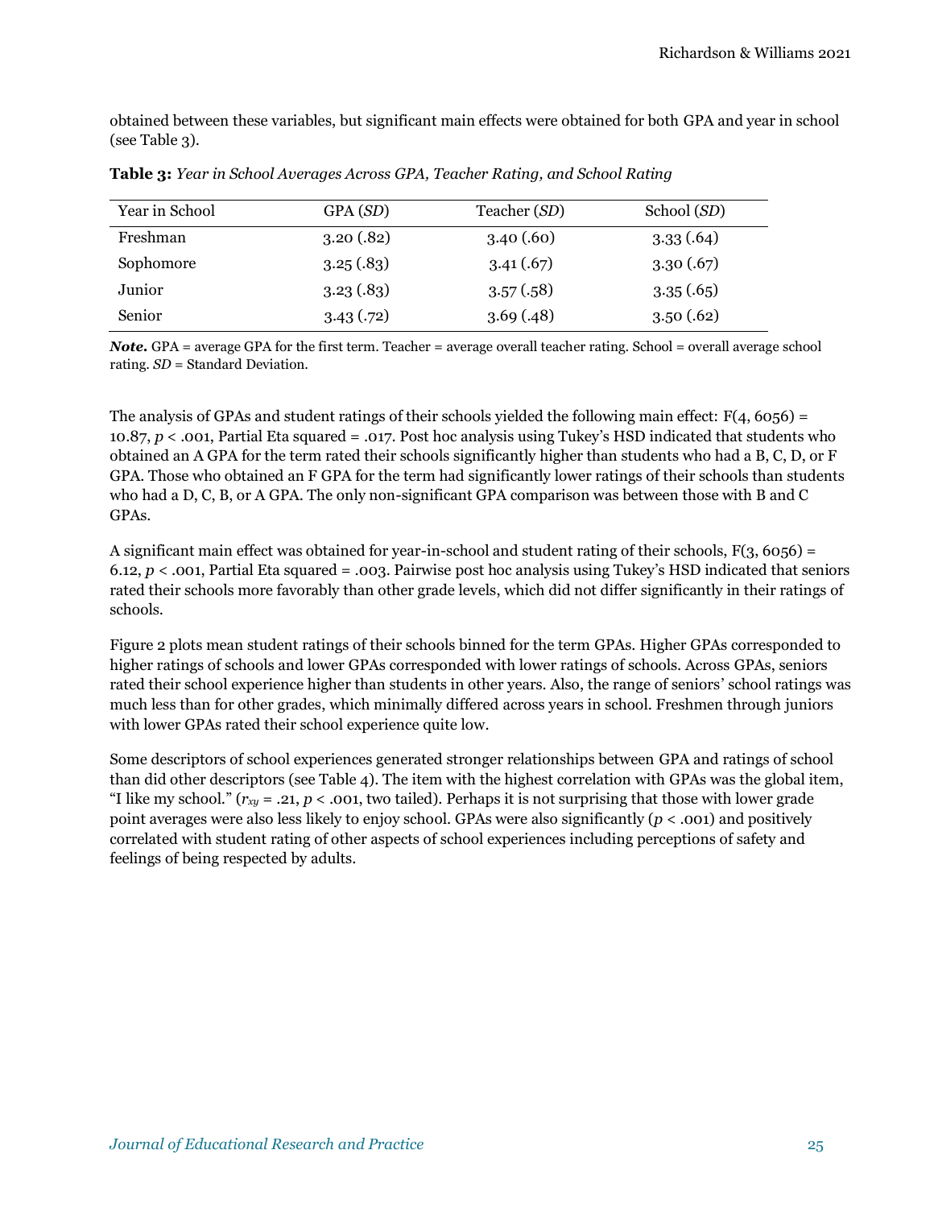obtained between these variables, but significant main effects were obtained for both GPA and year in school (see Table 3).

**Table 3:** *Year in School Averages Across GPA, Teacher Rating, and School Rating*

| Year in School | GPA (*SD*) | Teacher (*SD*) | School (*SD*) |
|---|---|---|---|
| Freshman | 3.20 (.82) | 3.40 (.60) | 3.33 (.64) |
| Sophomore | 3.25 (.83) | 3.41 (.67) | 3.30 (.67) |
| Junior | 3.23 (.83) | 3.57 (.58) | 3.35 (.65) |
| Senior | 3.43 (.72) | 3.69 (.48) | 3.50 (.62) |

***Note.*** GPA = average GPA for the first term. Teacher = average overall teacher rating. School = overall average school rating. *SD* = Standard Deviation.

The analysis of GPAs and student ratings of their schools yielded the following main effect: $F(4, 6056) = 10.87$, $p < .001$, Partial Eta squared = .017. Post hoc analysis using Tukey's HSD indicated that students who obtained an A GPA for the term rated their schools significantly higher than students who had a B, C, D, or F GPA. Those who obtained an F GPA for the term had significantly lower ratings of their schools than students who had a D, C, B, or A GPA. The only non-significant GPA comparison was between those with B and C GPAs.

A significant main effect was obtained for year-in-school and student rating of their schools, $F(3, 6056) = 6.12$, $p < .001$, Partial Eta squared = .003. Pairwise post hoc analysis using Tukey's HSD indicated that seniors rated their schools more favorably than other grade levels, which did not differ significantly in their ratings of schools.

Figure 2 plots mean student ratings of their schools binned for the term GPAs. Higher GPAs corresponded to higher ratings of schools and lower GPAs corresponded with lower ratings of schools. Across GPAs, seniors rated their school experience higher than students in other years. Also, the range of seniors' school ratings was much less than for other grades, which minimally differed across years in school. Freshmen through juniors with lower GPAs rated their school experience quite low.

Some descriptors of school experiences generated stronger relationships between GPA and ratings of school than did other descriptors (see Table 4). The item with the highest correlation with GPAs was the global item, "I like my school." ($r_{xy} = .21$, $p < .001$, two tailed). Perhaps it is not surprising that those with lower grade point averages were also less likely to enjoy school. GPAs were also significantly ($p < .001$) and positively correlated with student rating of other aspects of school experiences including perceptions of safety and feelings of being respected by adults.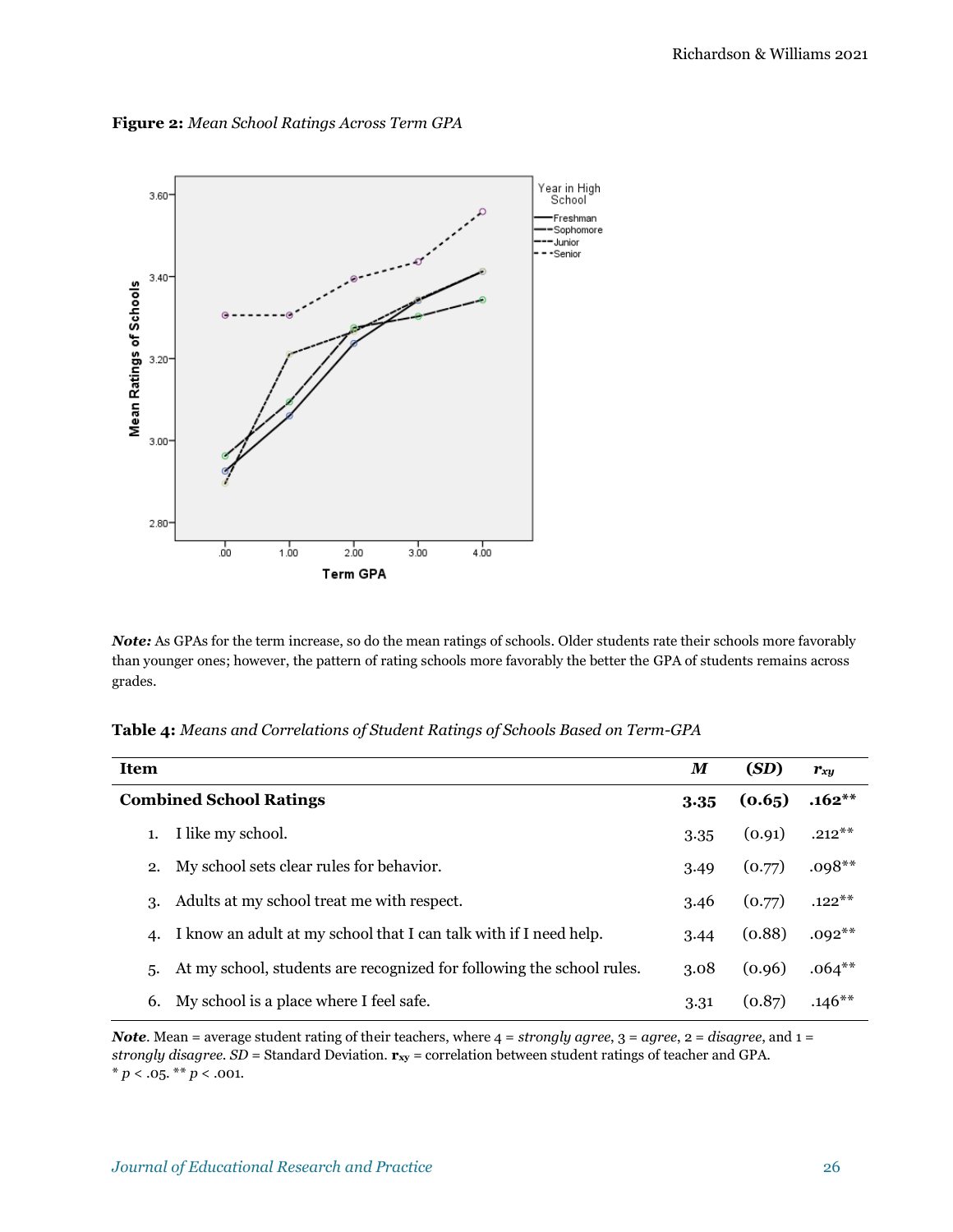**Figure 2:** *Mean School Ratings Across Term GPA*

Mean Ratings of Schools

3.60
3.40
3.20
3.00
2.80

.00
1.00
2.00
3.00
4.00

Term GPA

Year in High School
Freshman
Sophomore
Junior
Senior

***Note:*** As GPAs for the term increase, so do the mean ratings of schools. Older students rate their schools more favorably than younger ones; however, the pattern of rating schools more favorably the better the GPA of students remains across grades.

**Table 4:** *Means and Correlations of Student Ratings of Schools Based on Term-GPA*

| Item | *M* | (*SD*) | $r_{xy}$ |
|---|---|---|---|
| **Combined School Ratings** | **3.35** | **(0.65)** | **.162**\*\* |
| 1. I like my school. | 3.35 | (0.91) | .212\*\* |
| 2. My school sets clear rules for behavior. | 3.49 | (0.77) | .098\*\* |
| 3. Adults at my school treat me with respect. | 3.46 | (0.77) | .122\*\* |
| 4. I know an adult at my school that I can talk with if I need help. | 3.44 | (0.88) | .092\*\* |
| 5. At my school, students are recognized for following the school rules. | 3.08 | (0.96) | .064\*\* |
| 6. My school is a place where I feel safe. | 3.31 | (0.87) | .146\*\* |

***Note***. Mean = average student rating of their teachers, where 4 = *strongly agree*, 3 = *agree*, 2 = *disagree*, and 1 = *strongly disagree*. *SD* = Standard Deviation. $\mathbf{r_{xy}}$ = correlation between student ratings of teacher and GPA.
\* $p < .05$. \*\* $p < .001$.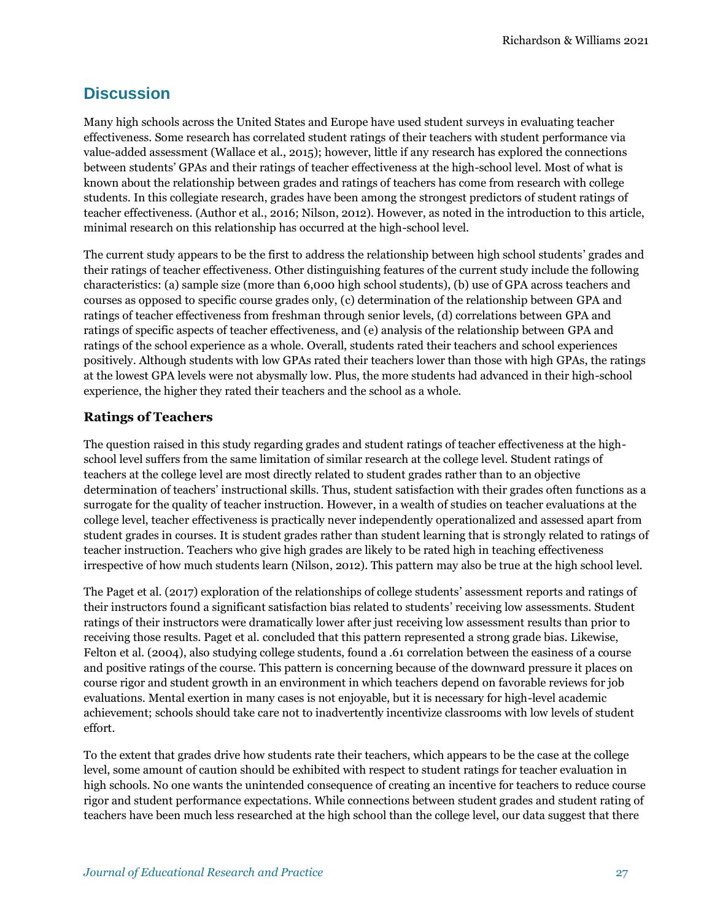## Discussion

Many high schools across the United States and Europe have used student surveys in evaluating teacher effectiveness. Some research has correlated student ratings of their teachers with student performance via value-added assessment (Wallace et al., 2015); however, little if any research has explored the connections between students' GPAs and their ratings of teacher effectiveness at the high-school level. Most of what is known about the relationship between grades and ratings of teachers has come from research with college students. In this collegiate research, grades have been among the strongest predictors of student ratings of teacher effectiveness. (Author et al., 2016; Nilson, 2012). However, as noted in the introduction to this article, minimal research on this relationship has occurred at the high-school level.

The current study appears to be the first to address the relationship between high school students' grades and their ratings of teacher effectiveness. Other distinguishing features of the current study include the following characteristics: (a) sample size (more than 6,000 high school students), (b) use of GPA across teachers and courses as opposed to specific course grades only, (c) determination of the relationship between GPA and ratings of teacher effectiveness from freshman through senior levels, (d) correlations between GPA and ratings of specific aspects of teacher effectiveness, and (e) analysis of the relationship between GPA and ratings of the school experience as a whole. Overall, students rated their teachers and school experiences positively. Although students with low GPAs rated their teachers lower than those with high GPAs, the ratings at the lowest GPA levels were not abysmally low. Plus, the more students had advanced in their high-school experience, the higher they rated their teachers and the school as a whole.

### Ratings of Teachers

The question raised in this study regarding grades and student ratings of teacher effectiveness at the high-school level suffers from the same limitation of similar research at the college level. Student ratings of teachers at the college level are most directly related to student grades rather than to an objective determination of teachers' instructional skills. Thus, student satisfaction with their grades often functions as a surrogate for the quality of teacher instruction. However, in a wealth of studies on teacher evaluations at the college level, teacher effectiveness is practically never independently operationalized and assessed apart from student grades in courses. It is student grades rather than student learning that is strongly related to ratings of teacher instruction. Teachers who give high grades are likely to be rated high in teaching effectiveness irrespective of how much students learn (Nilson, 2012). This pattern may also be true at the high school level.

The Paget et al. (2017) exploration of the relationships of college students' assessment reports and ratings of their instructors found a significant satisfaction bias related to students' receiving low assessments. Student ratings of their instructors were dramatically lower after just receiving low assessment results than prior to receiving those results. Paget et al. concluded that this pattern represented a strong grade bias. Likewise, Felton et al. (2004), also studying college students, found a .61 correlation between the easiness of a course and positive ratings of the course. This pattern is concerning because of the downward pressure it places on course rigor and student growth in an environment in which teachers depend on favorable reviews for job evaluations. Mental exertion in many cases is not enjoyable, but it is necessary for high-level academic achievement; schools should take care not to inadvertently incentivize classrooms with low levels of student effort.

To the extent that grades drive how students rate their teachers, which appears to be the case at the college level, some amount of caution should be exhibited with respect to student ratings for teacher evaluation in high schools. No one wants the unintended consequence of creating an incentive for teachers to reduce course rigor and student performance expectations. While connections between student grades and student rating of teachers have been much less researched at the high school than the college level, our data suggest that there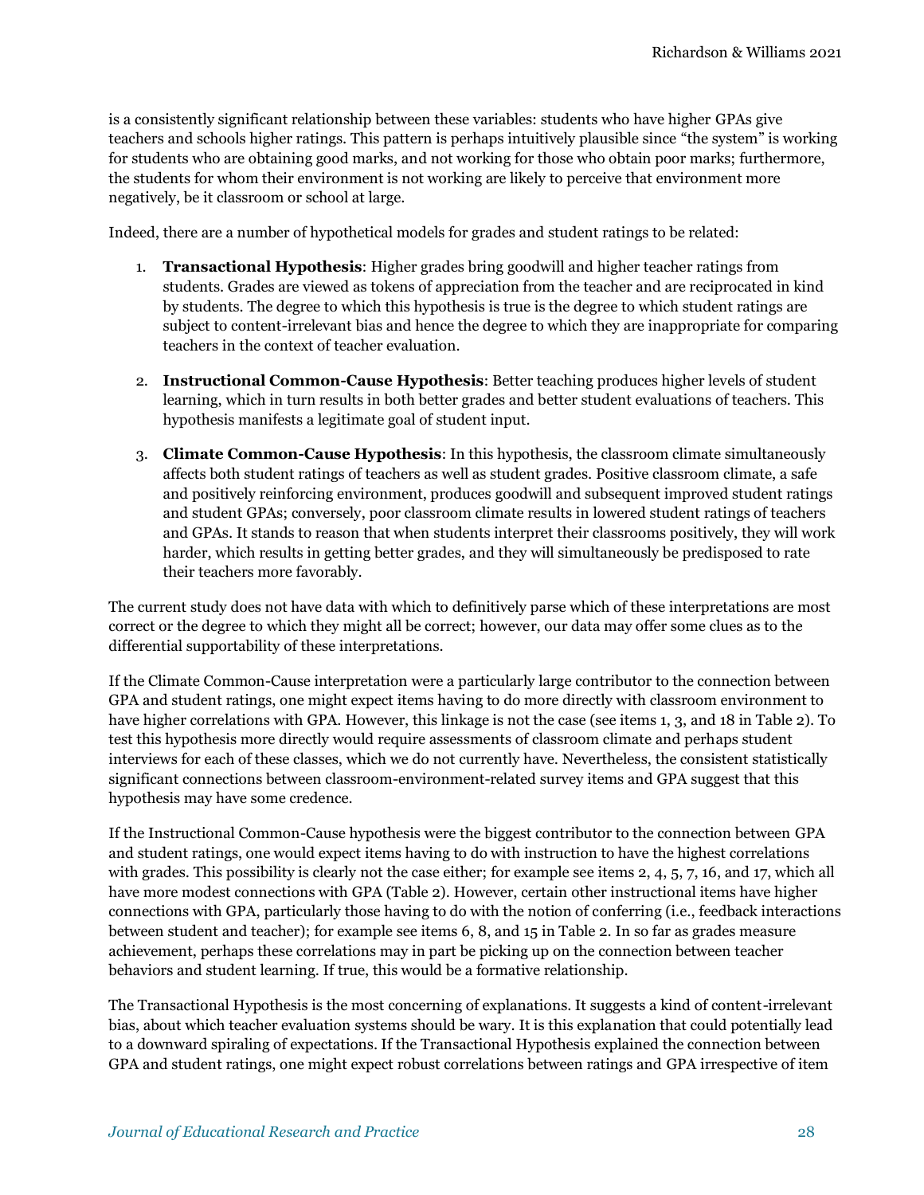is a consistently significant relationship between these variables: students who have higher GPAs give teachers and schools higher ratings. This pattern is perhaps intuitively plausible since "the system" is working for students who are obtaining good marks, and not working for those who obtain poor marks; furthermore, the students for whom their environment is not working are likely to perceive that environment more negatively, be it classroom or school at large.

Indeed, there are a number of hypothetical models for grades and student ratings to be related:

1. **Transactional Hypothesis**: Higher grades bring goodwill and higher teacher ratings from students. Grades are viewed as tokens of appreciation from the teacher and are reciprocated in kind by students. The degree to which this hypothesis is true is the degree to which student ratings are subject to content-irrelevant bias and hence the degree to which they are inappropriate for comparing teachers in the context of teacher evaluation.

2. **Instructional Common-Cause Hypothesis**: Better teaching produces higher levels of student learning, which in turn results in both better grades and better student evaluations of teachers. This hypothesis manifests a legitimate goal of student input.

3. **Climate Common-Cause Hypothesis**: In this hypothesis, the classroom climate simultaneously affects both student ratings of teachers as well as student grades. Positive classroom climate, a safe and positively reinforcing environment, produces goodwill and subsequent improved student ratings and student GPAs; conversely, poor classroom climate results in lowered student ratings of teachers and GPAs. It stands to reason that when students interpret their classrooms positively, they will work harder, which results in getting better grades, and they will simultaneously be predisposed to rate their teachers more favorably.

The current study does not have data with which to definitively parse which of these interpretations are most correct or the degree to which they might all be correct; however, our data may offer some clues as to the differential supportability of these interpretations.

If the Climate Common-Cause interpretation were a particularly large contributor to the connection between GPA and student ratings, one might expect items having to do more directly with classroom environment to have higher correlations with GPA. However, this linkage is not the case (see items 1, 3, and 18 in Table 2). To test this hypothesis more directly would require assessments of classroom climate and perhaps student interviews for each of these classes, which we do not currently have. Nevertheless, the consistent statistically significant connections between classroom-environment-related survey items and GPA suggest that this hypothesis may have some credence.

If the Instructional Common-Cause hypothesis were the biggest contributor to the connection between GPA and student ratings, one would expect items having to do with instruction to have the highest correlations with grades. This possibility is clearly not the case either; for example see items 2, 4, 5, 7, 16, and 17, which all have more modest connections with GPA (Table 2). However, certain other instructional items have higher connections with GPA, particularly those having to do with the notion of conferring (i.e., feedback interactions between student and teacher); for example see items 6, 8, and 15 in Table 2. In so far as grades measure achievement, perhaps these correlations may in part be picking up on the connection between teacher behaviors and student learning. If true, this would be a formative relationship.

The Transactional Hypothesis is the most concerning of explanations. It suggests a kind of content-irrelevant bias, about which teacher evaluation systems should be wary. It is this explanation that could potentially lead to a downward spiraling of expectations. If the Transactional Hypothesis explained the connection between GPA and student ratings, one might expect robust correlations between ratings and GPA irrespective of item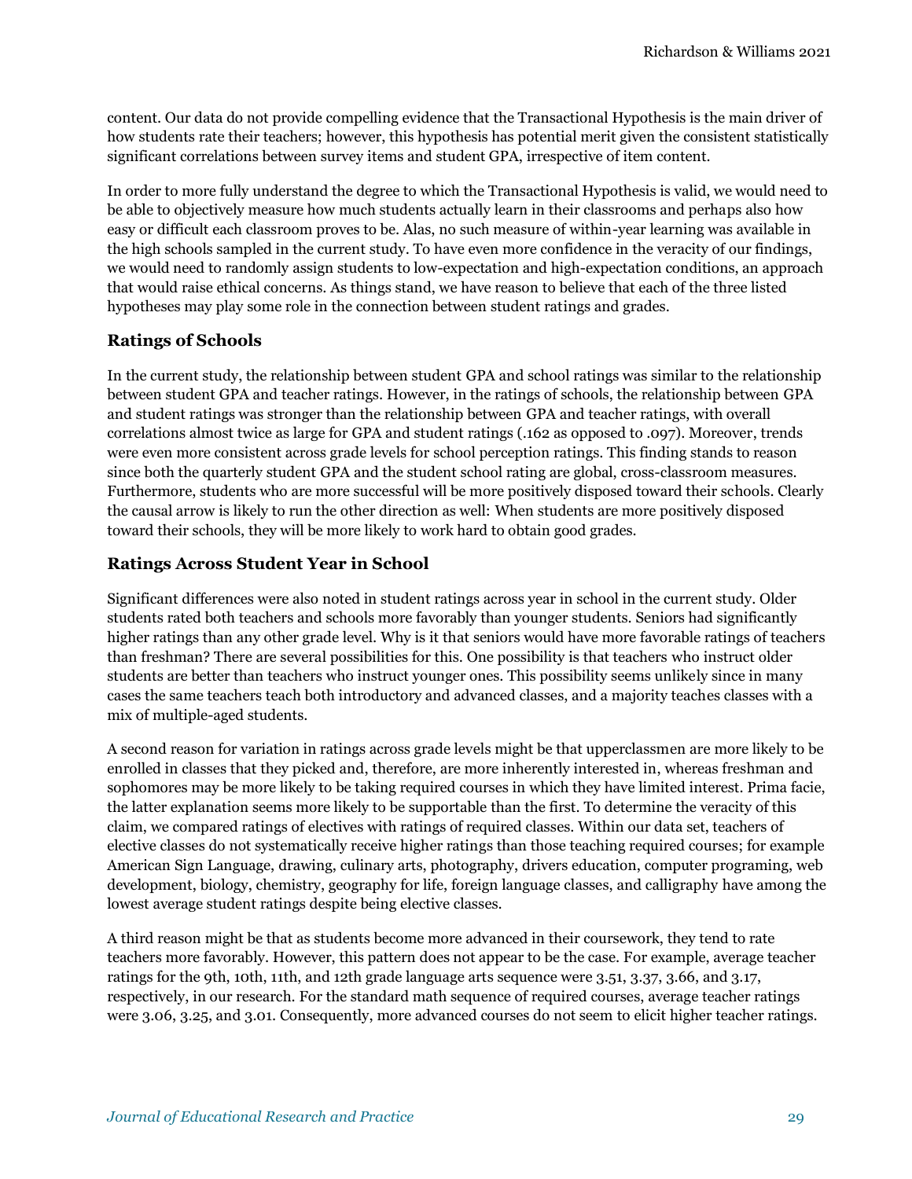content. Our data do not provide compelling evidence that the Transactional Hypothesis is the main driver of how students rate their teachers; however, this hypothesis has potential merit given the consistent statistically significant correlations between survey items and student GPA, irrespective of item content.

In order to more fully understand the degree to which the Transactional Hypothesis is valid, we would need to be able to objectively measure how much students actually learn in their classrooms and perhaps also how easy or difficult each classroom proves to be. Alas, no such measure of within-year learning was available in the high schools sampled in the current study. To have even more confidence in the veracity of our findings, we would need to randomly assign students to low-expectation and high-expectation conditions, an approach that would raise ethical concerns. As things stand, we have reason to believe that each of the three listed hypotheses may play some role in the connection between student ratings and grades.

### Ratings of Schools

In the current study, the relationship between student GPA and school ratings was similar to the relationship between student GPA and teacher ratings. However, in the ratings of schools, the relationship between GPA and student ratings was stronger than the relationship between GPA and teacher ratings, with overall correlations almost twice as large for GPA and student ratings (.162 as opposed to .097). Moreover, trends were even more consistent across grade levels for school perception ratings. This finding stands to reason since both the quarterly student GPA and the student school rating are global, cross-classroom measures. Furthermore, students who are more successful will be more positively disposed toward their schools. Clearly the causal arrow is likely to run the other direction as well: When students are more positively disposed toward their schools, they will be more likely to work hard to obtain good grades.

### Ratings Across Student Year in School

Significant differences were also noted in student ratings across year in school in the current study. Older students rated both teachers and schools more favorably than younger students. Seniors had significantly higher ratings than any other grade level. Why is it that seniors would have more favorable ratings of teachers than freshman? There are several possibilities for this. One possibility is that teachers who instruct older students are better than teachers who instruct younger ones. This possibility seems unlikely since in many cases the same teachers teach both introductory and advanced classes, and a majority teaches classes with a mix of multiple-aged students.

A second reason for variation in ratings across grade levels might be that upperclassmen are more likely to be enrolled in classes that they picked and, therefore, are more inherently interested in, whereas freshman and sophomores may be more likely to be taking required courses in which they have limited interest. Prima facie, the latter explanation seems more likely to be supportable than the first. To determine the veracity of this claim, we compared ratings of electives with ratings of required classes. Within our data set, teachers of elective classes do not systematically receive higher ratings than those teaching required courses; for example American Sign Language, drawing, culinary arts, photography, drivers education, computer programing, web development, biology, chemistry, geography for life, foreign language classes, and calligraphy have among the lowest average student ratings despite being elective classes.

A third reason might be that as students become more advanced in their coursework, they tend to rate teachers more favorably. However, this pattern does not appear to be the case. For example, average teacher ratings for the 9th, 10th, 11th, and 12th grade language arts sequence were 3.51, 3.37, 3.66, and 3.17, respectively, in our research. For the standard math sequence of required courses, average teacher ratings were 3.06, 3.25, and 3.01. Consequently, more advanced courses do not seem to elicit higher teacher ratings.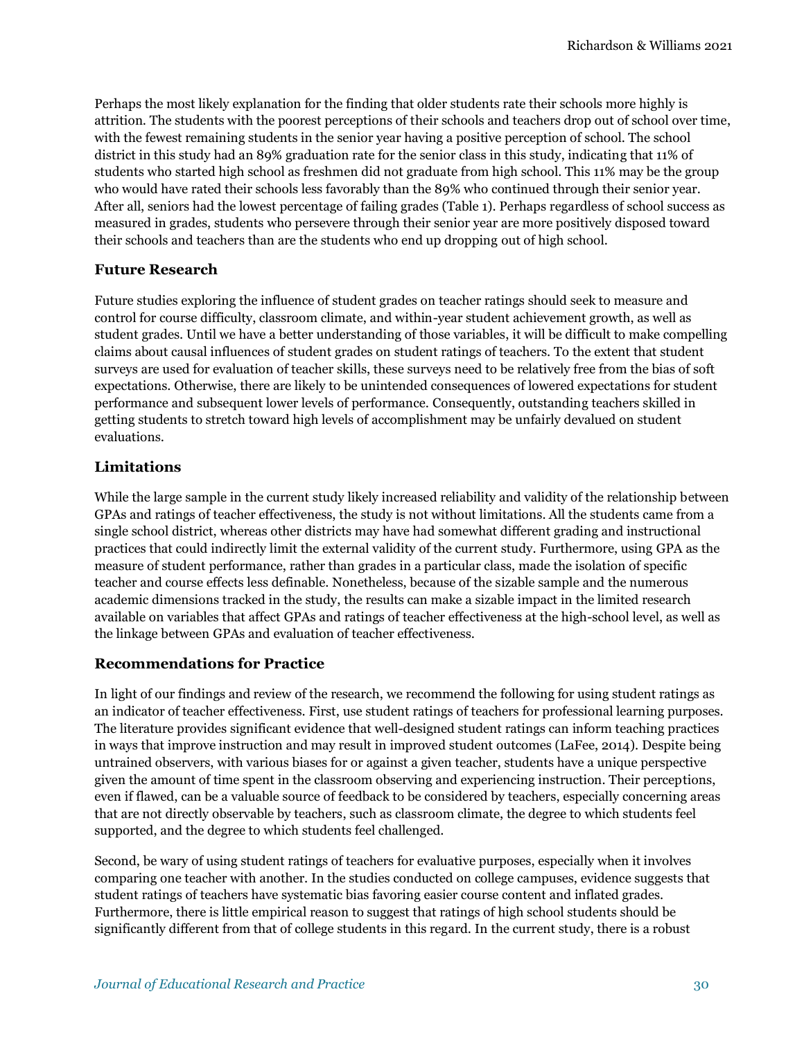Perhaps the most likely explanation for the finding that older students rate their schools more highly is attrition. The students with the poorest perceptions of their schools and teachers drop out of school over time, with the fewest remaining students in the senior year having a positive perception of school. The school district in this study had an 89% graduation rate for the senior class in this study, indicating that 11% of students who started high school as freshmen did not graduate from high school. This 11% may be the group who would have rated their schools less favorably than the 89% who continued through their senior year. After all, seniors had the lowest percentage of failing grades (Table 1). Perhaps regardless of school success as measured in grades, students who persevere through their senior year are more positively disposed toward their schools and teachers than are the students who end up dropping out of high school.

### Future Research

Future studies exploring the influence of student grades on teacher ratings should seek to measure and control for course difficulty, classroom climate, and within-year student achievement growth, as well as student grades. Until we have a better understanding of those variables, it will be difficult to make compelling claims about causal influences of student grades on student ratings of teachers. To the extent that student surveys are used for evaluation of teacher skills, these surveys need to be relatively free from the bias of soft expectations. Otherwise, there are likely to be unintended consequences of lowered expectations for student performance and subsequent lower levels of performance. Consequently, outstanding teachers skilled in getting students to stretch toward high levels of accomplishment may be unfairly devalued on student evaluations.

### Limitations

While the large sample in the current study likely increased reliability and validity of the relationship between GPAs and ratings of teacher effectiveness, the study is not without limitations. All the students came from a single school district, whereas other districts may have had somewhat different grading and instructional practices that could indirectly limit the external validity of the current study. Furthermore, using GPA as the measure of student performance, rather than grades in a particular class, made the isolation of specific teacher and course effects less definable. Nonetheless, because of the sizable sample and the numerous academic dimensions tracked in the study, the results can make a sizable impact in the limited research available on variables that affect GPAs and ratings of teacher effectiveness at the high-school level, as well as the linkage between GPAs and evaluation of teacher effectiveness.

### Recommendations for Practice

In light of our findings and review of the research, we recommend the following for using student ratings as an indicator of teacher effectiveness. First, use student ratings of teachers for professional learning purposes. The literature provides significant evidence that well-designed student ratings can inform teaching practices in ways that improve instruction and may result in improved student outcomes (LaFee, 2014). Despite being untrained observers, with various biases for or against a given teacher, students have a unique perspective given the amount of time spent in the classroom observing and experiencing instruction. Their perceptions, even if flawed, can be a valuable source of feedback to be considered by teachers, especially concerning areas that are not directly observable by teachers, such as classroom climate, the degree to which students feel supported, and the degree to which students feel challenged.

Second, be wary of using student ratings of teachers for evaluative purposes, especially when it involves comparing one teacher with another. In the studies conducted on college campuses, evidence suggests that student ratings of teachers have systematic bias favoring easier course content and inflated grades. Furthermore, there is little empirical reason to suggest that ratings of high school students should be significantly different from that of college students in this regard. In the current study, there is a robust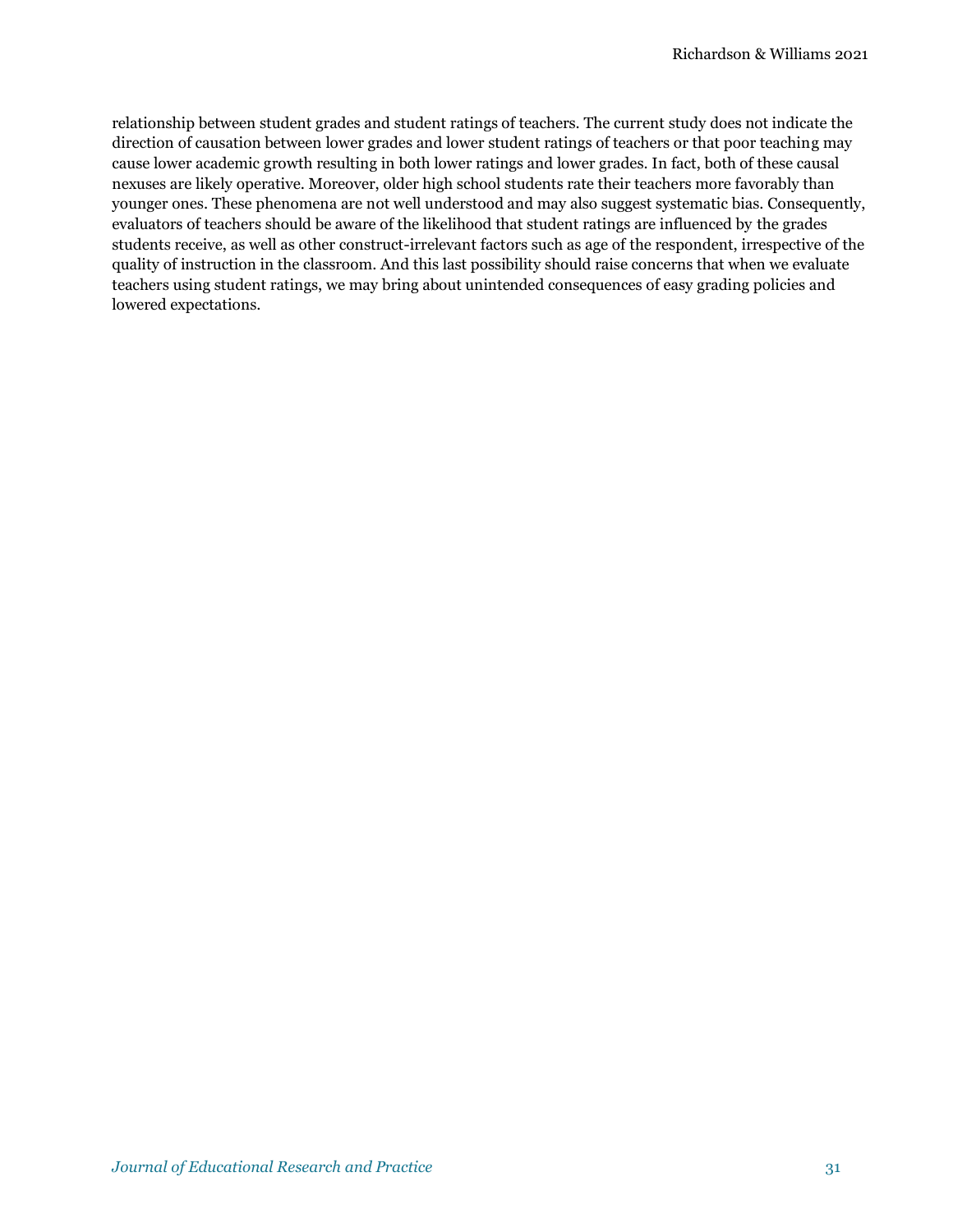relationship between student grades and student ratings of teachers. The current study does not indicate the direction of causation between lower grades and lower student ratings of teachers or that poor teaching may cause lower academic growth resulting in both lower ratings and lower grades. In fact, both of these causal nexuses are likely operative. Moreover, older high school students rate their teachers more favorably than younger ones. These phenomena are not well understood and may also suggest systematic bias. Consequently, evaluators of teachers should be aware of the likelihood that student ratings are influenced by the grades students receive, as well as other construct-irrelevant factors such as age of the respondent, irrespective of the quality of instruction in the classroom. And this last possibility should raise concerns that when we evaluate teachers using student ratings, we may bring about unintended consequences of easy grading policies and lowered expectations.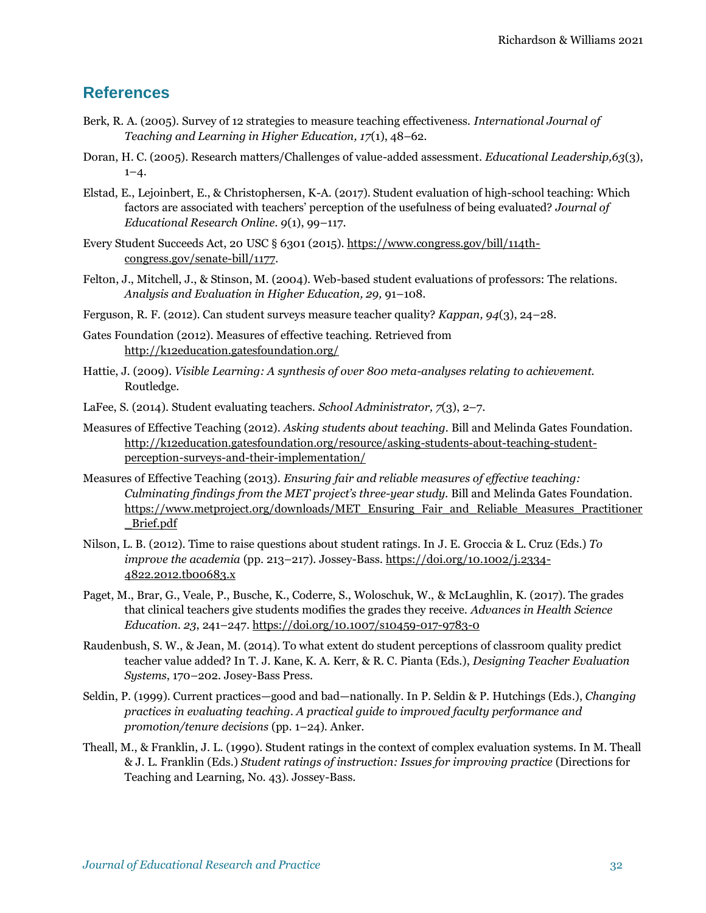## References

Berk, R. A. (2005). Survey of 12 strategies to measure teaching effectiveness. *International Journal of Teaching and Learning in Higher Education, 17*(1), 48–62.

Doran, H. C. (2005). Research matters/Challenges of value-added assessment. *Educational Leadership,63*(3), 1–4.

Elstad, E., Lejoinbert, E., & Christophersen, K-A. (2017). Student evaluation of high-school teaching: Which factors are associated with teachers' perception of the usefulness of being evaluated? *Journal of Educational Research Online*. *9*(1), 99–117.

Every Student Succeeds Act, 20 USC § 6301 (2015). https://www.congress.gov/bill/114th-congress.gov/senate-bill/1177.

Felton, J., Mitchell, J., & Stinson, M. (2004). Web-based student evaluations of professors: The relations. *Analysis and Evaluation in Higher Education, 29,* 91–108.

Ferguson, R. F. (2012). Can student surveys measure teacher quality? *Kappan, 94*(3), 24–28.

Gates Foundation (2012). Measures of effective teaching. Retrieved from http://k12education.gatesfoundation.org/

Hattie, J. (2009). *Visible Learning: A synthesis of over 800 meta-analyses relating to achievement.* Routledge.

LaFee, S. (2014). Student evaluating teachers. *School Administrator, 7*(3), 2–7.

Measures of Effective Teaching (2012). *Asking students about teaching*. Bill and Melinda Gates Foundation. http://k12education.gatesfoundation.org/resource/asking-students-about-teaching-student-perception-surveys-and-their-implementation/

Measures of Effective Teaching (2013). *Ensuring fair and reliable measures of effective teaching: Culminating findings from the MET project's three-year study.* Bill and Melinda Gates Foundation. https://www.metproject.org/downloads/MET_Ensuring_Fair_and_Reliable_Measures_Practitioner_Brief.pdf

Nilson, L. B. (2012). Time to raise questions about student ratings. In J. E. Groccia & L. Cruz (Eds.) *To improve the academia* (pp. 213–217). Jossey-Bass. https://doi.org/10.1002/j.2334-4822.2012.tb00683.x

Paget, M., Brar, G., Veale, P., Busche, K., Coderre, S., Woloschuk, W., & McLaughlin, K. (2017). The grades that clinical teachers give students modifies the grades they receive. *Advances in Health Science Education. 23*, 241–247. https://doi.org/10.1007/s10459-017-9783-0

Raudenbush, S. W., & Jean, M. (2014). To what extent do student perceptions of classroom quality predict teacher value added? In T. J. Kane, K. A. Kerr, & R. C. Pianta (Eds.), *Designing Teacher Evaluation Systems*, 170–202. Josey-Bass Press.

Seldin, P. (1999). Current practices—good and bad—nationally. In P. Seldin & P. Hutchings (Eds.), *Changing practices in evaluating teaching. A practical guide to improved faculty performance and promotion/tenure decisions* (pp. 1–24). Anker.

Theall, M., & Franklin, J. L. (1990). Student ratings in the context of complex evaluation systems. In M. Theall & J. L. Franklin (Eds.) *Student ratings of instruction: Issues for improving practice* (Directions for Teaching and Learning, No. 43). Jossey-Bass.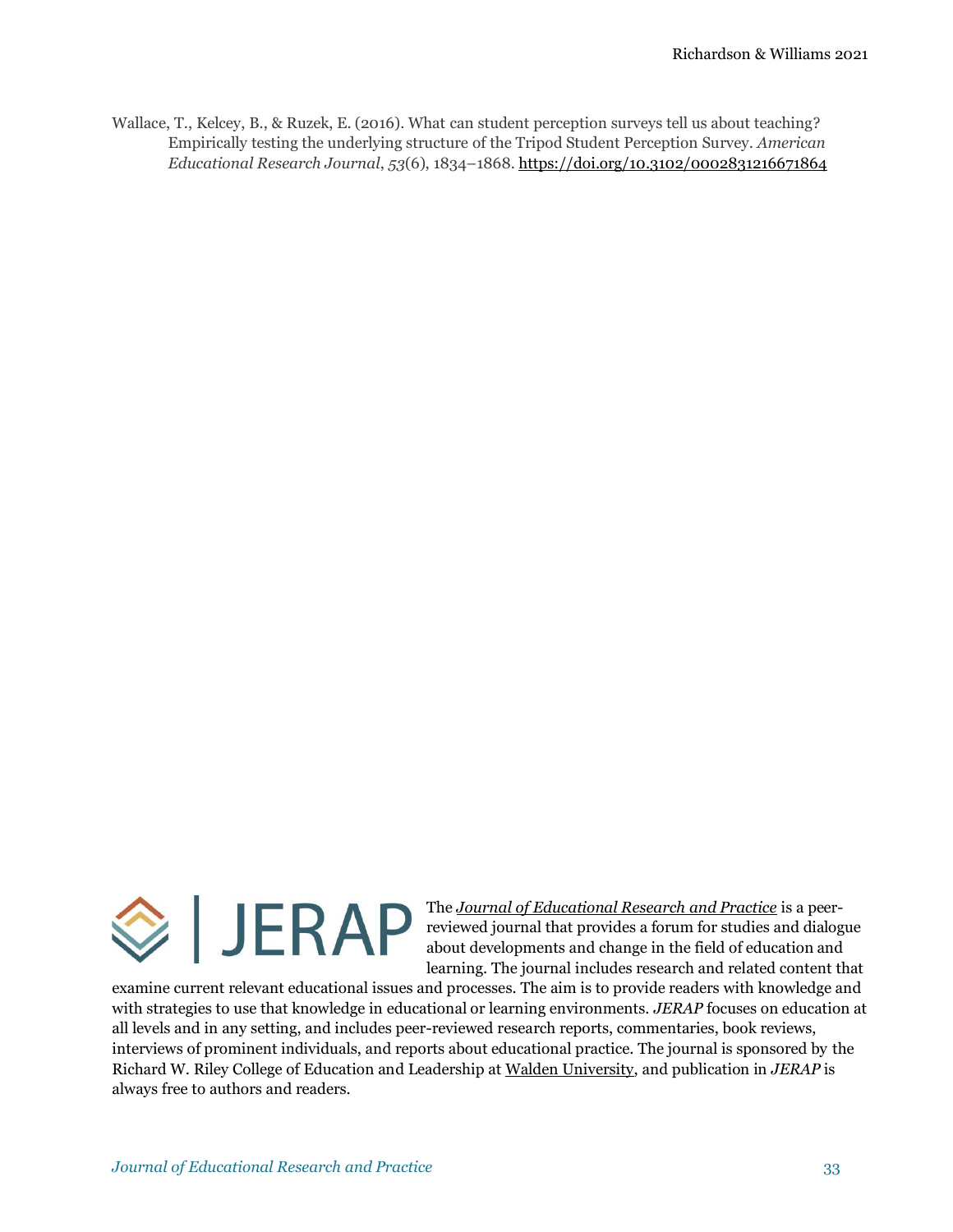Wallace, T., Kelcey, B., & Ruzek, E. (2016). What can student perception surveys tell us about teaching? Empirically testing the underlying structure of the Tripod Student Perception Survey. *American Educational Research Journal*, *53*(6), 1834–1868. https://doi.org/10.3102/0002831216671864

JERAP

The *Journal of Educational Research and Practice* is a peer-reviewed journal that provides a forum for studies and dialogue about developments and change in the field of education and learning. The journal includes research and related content that examine current relevant educational issues and processes. The aim is to provide readers with knowledge and with strategies to use that knowledge in educational or learning environments. *JERAP* focuses on education at all levels and in any setting, and includes peer-reviewed research reports, commentaries, book reviews, interviews of prominent individuals, and reports about educational practice. The journal is sponsored by the Richard W. Riley College of Education and Leadership at Walden University, and publication in *JERAP* is always free to authors and readers.